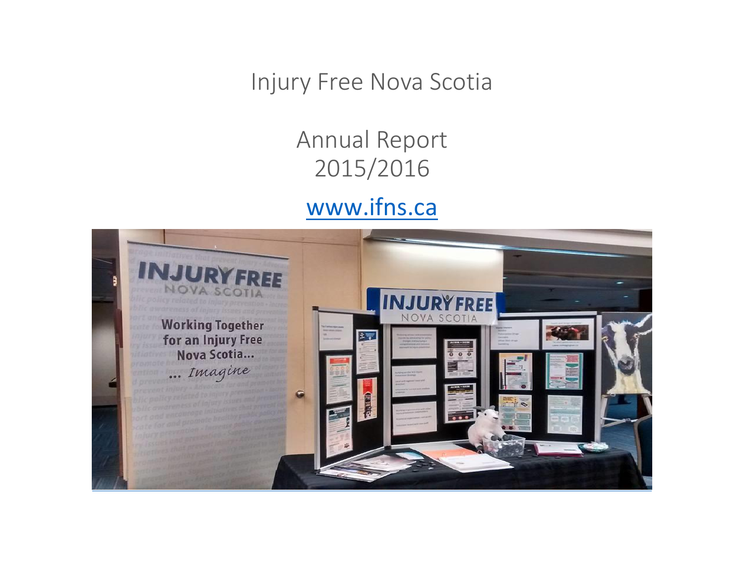# Injury Free Nova Scotia

## Annual Report 2015/2016

[www.ifns.ca](http://www.ifns.ca)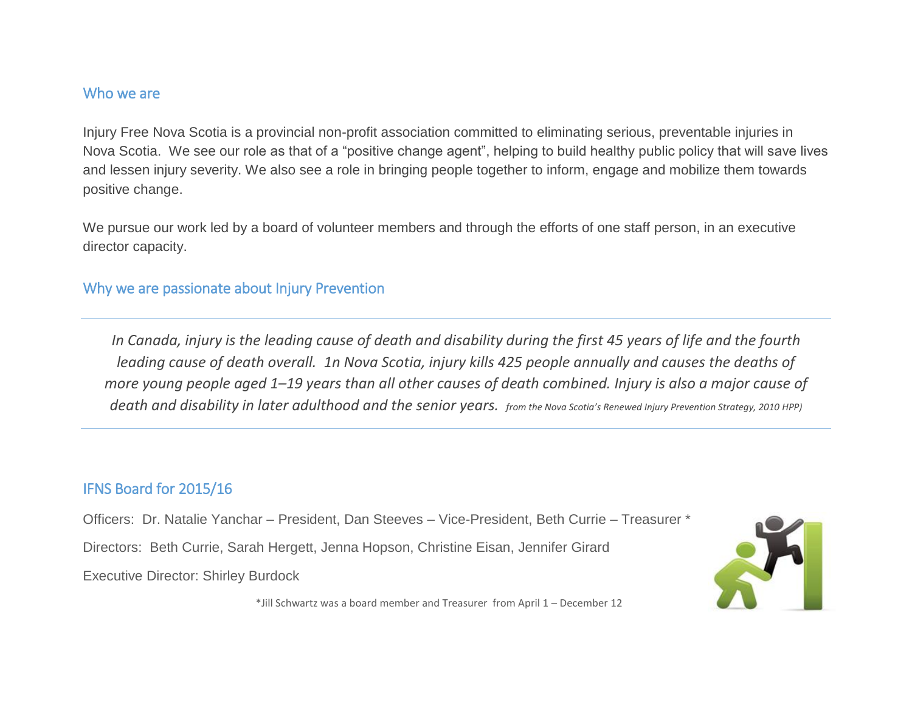## Who we are

Injury Free Nova Scotia is a provincial non-profit association committed to eliminating serious, preventable injuries in Nova Scotia. We see our role as that of a “positive change agent”, helping to build healthy public policy that will save lives and lessen injury severity. We also see a role in bringing people together to inform, engage and mobilize them towards positive change.

We pursue our work led by a board of volunteer members and through the efforts of one staff person, in an executive director capacity.

## Why we are passionate about Injury Prevention

---

*In Canada, injury is the leading cause of death and disability during the first 45 years of life and the fourth leading cause of death overall. 1n Nova Scotia, injury kills 425 people annually and causes the deaths of more young people aged 1–19 years than all other causes of death combined. Injury is also a major cause of death and disability in later adulthood and the senior years.* *from the Nova Scotia’s Renewed Injury Prevention Strategy, 2010 HPP)*

---

## IFNS Board for 2015/16

Officers: Dr. Natalie Yanchar – President, Dan Steeves – Vice-President, Beth Currie – Treasurer *

Directors: Beth Currie, Sarah Hergett, Jenna Hopson, Christine Eisan, Jennifer Girard

Executive Director: Shirley Burdock

*Jill Schwartz was a board member and Treasurer from April 1 – December 12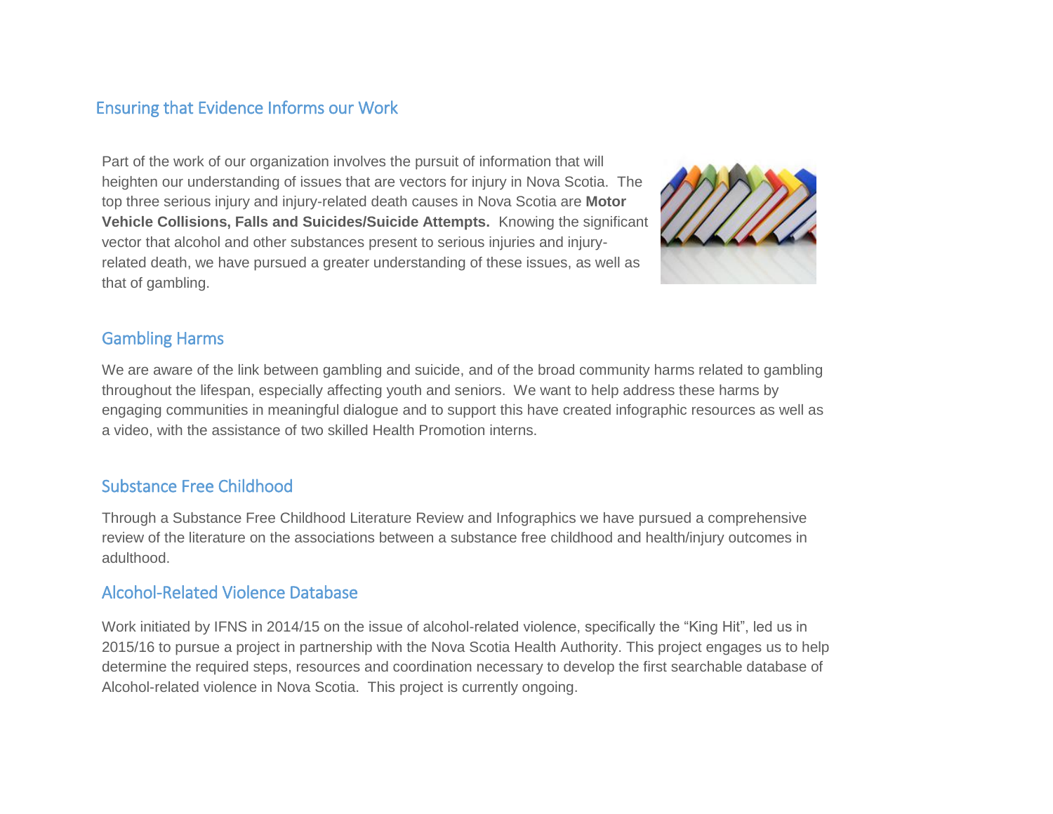## Ensuring that Evidence Informs our Work

Part of the work of our organization involves the pursuit of information that will heighten our understanding of issues that are vectors for injury in Nova Scotia. The top three serious injury and injury-related death causes in Nova Scotia are **Motor Vehicle Collisions, Falls and Suicides/Suicide Attempts.** Knowing the significant vector that alcohol and other substances present to serious injuries and injury-related death, we have pursued a greater understanding of these issues, as well as that of gambling.

## Gambling Harms

We are aware of the link between gambling and suicide, and of the broad community harms related to gambling throughout the lifespan, especially affecting youth and seniors. We want to help address these harms by engaging communities in meaningful dialogue and to support this have created infographic resources as well as a video, with the assistance of two skilled Health Promotion interns.

## Substance Free Childhood

Through a Substance Free Childhood Literature Review and Infographics we have pursued a comprehensive review of the literature on the associations between a substance free childhood and health/injury outcomes in adulthood.

## Alcohol-Related Violence Database

Work initiated by IFNS in 2014/15 on the issue of alcohol-related violence, specifically the "King Hit", led us in 2015/16 to pursue a project in partnership with the Nova Scotia Health Authority. This project engages us to help determine the required steps, resources and coordination necessary to develop the first searchable database of Alcohol-related violence in Nova Scotia. This project is currently ongoing.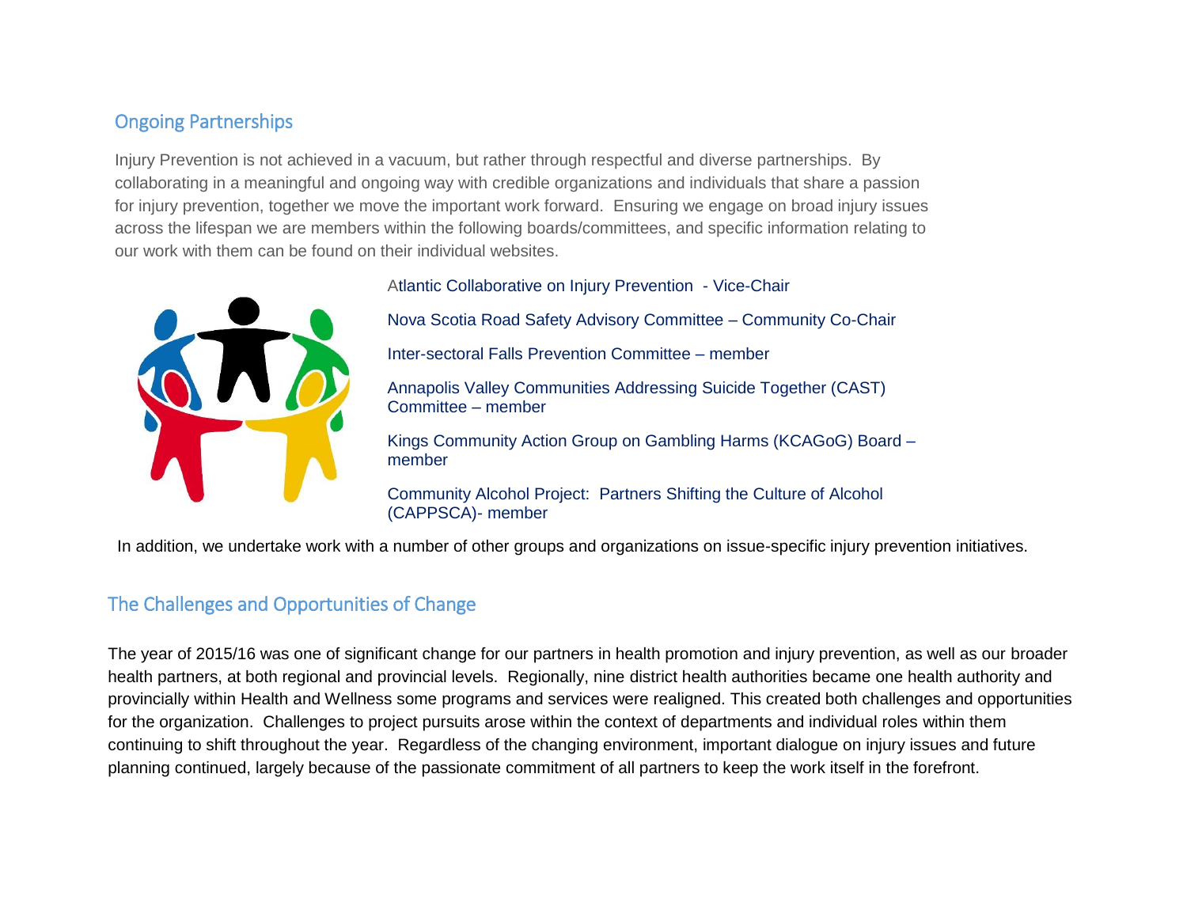## Ongoing Partnerships

Injury Prevention is not achieved in a vacuum, but rather through respectful and diverse partnerships. By collaborating in a meaningful and ongoing way with credible organizations and individuals that share a passion for injury prevention, together we move the important work forward. Ensuring we engage on broad injury issues across the lifespan we are members within the following boards/committees, and specific information relating to our work with them can be found on their individual websites.

- Atlantic Collaborative on Injury Prevention - Vice-Chair
- Nova Scotia Road Safety Advisory Committee – Community Co-Chair
- Inter-sectoral Falls Prevention Committee – member
- Annapolis Valley Communities Addressing Suicide Together (CAST) Committee – member
- Kings Community Action Group on Gambling Harms (KCAGoG) Board – member
- Community Alcohol Project: Partners Shifting the Culture of Alcohol (CAPPSCA)- member

In addition, we undertake work with a number of other groups and organizations on issue-specific injury prevention initiatives.

## The Challenges and Opportunities of Change

The year of 2015/16 was one of significant change for our partners in health promotion and injury prevention, as well as our broader health partners, at both regional and provincial levels. Regionally, nine district health authorities became one health authority and provincially within Health and Wellness some programs and services were realigned. This created both challenges and opportunities for the organization. Challenges to project pursuits arose within the context of departments and individual roles within them continuing to shift throughout the year. Regardless of the changing environment, important dialogue on injury issues and future planning continued, largely because of the passionate commitment of all partners to keep the work itself in the forefront.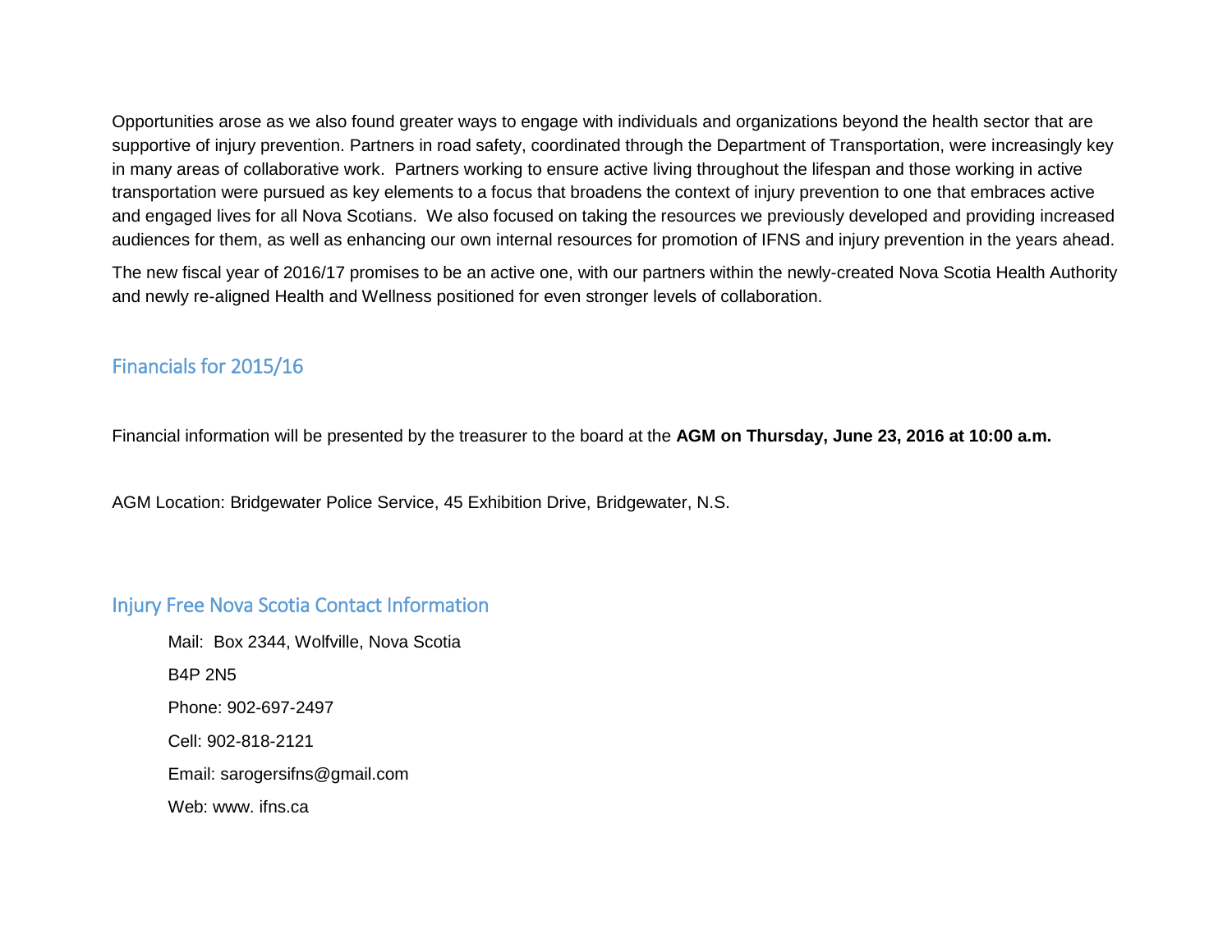Opportunities arose as we also found greater ways to engage with individuals and organizations beyond the health sector that are supportive of injury prevention. Partners in road safety, coordinated through the Department of Transportation, were increasingly key in many areas of collaborative work. Partners working to ensure active living throughout the lifespan and those working in active transportation were pursued as key elements to a focus that broadens the context of injury prevention to one that embraces active and engaged lives for all Nova Scotians. We also focused on taking the resources we previously developed and providing increased audiences for them, as well as enhancing our own internal resources for promotion of IFNS and injury prevention in the years ahead.

The new fiscal year of 2016/17 promises to be an active one, with our partners within the newly-created Nova Scotia Health Authority and newly re-aligned Health and Wellness positioned for even stronger levels of collaboration.

## Financials for 2015/16

Financial information will be presented by the treasurer to the board at the **AGM on Thursday, June 23, 2016 at 10:00 a.m.**

AGM Location: Bridgewater Police Service, 45 Exhibition Drive, Bridgewater, N.S.

## Injury Free Nova Scotia Contact Information

Mail: Box 2344, Wolfville, Nova Scotia

B4P 2N5

Phone: 902-697-2497

Cell: 902-818-2121

Email: sarogersifns@gmail.com

Web: www. ifns.ca